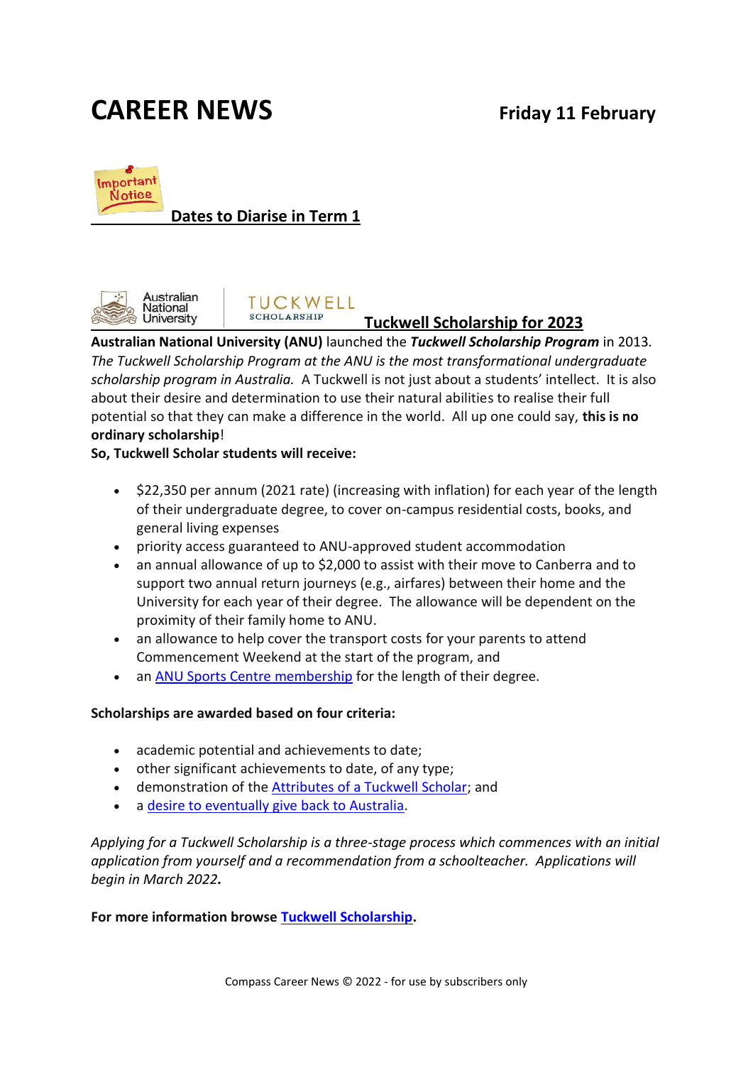# CAREER NEWS

**Friday 11 February**

## Dates to Diarise in Term 1

## Tuckwell Scholarship for 2023

**Australian National University (ANU)** launched the ***Tuckwell Scholarship Program*** in 2013. *The Tuckwell Scholarship Program at the ANU is the most transformational undergraduate scholarship program in Australia.* A Tuckwell is not just about a students' intellect. It is also about their desire and determination to use their natural abilities to realise their full potential so that they can make a difference in the world. All up one could say, **this is no ordinary scholarship**!

**So, Tuckwell Scholar students will receive:**

- $22,350 per annum (2021 rate) (increasing with inflation) for each year of the length of their undergraduate degree, to cover on-campus residential costs, books, and general living expenses
- priority access guaranteed to ANU-approved student accommodation
- an annual allowance of up to $2,000 to assist with their move to Canberra and to support two annual return journeys (e.g., airfares) between their home and the University for each year of their degree. The allowance will be dependent on the proximity of their family home to ANU.
- an allowance to help cover the transport costs for your parents to attend Commencement Weekend at the start of the program, and
- an ANU Sports Centre membership for the length of their degree.

**Scholarships are awarded based on four criteria:**

- academic potential and achievements to date;
- other significant achievements to date, of any type;
- demonstration of the Attributes of a Tuckwell Scholar; and
- a desire to eventually give back to Australia.

*Applying for a Tuckwell Scholarship is a three-stage process which commences with an initial application from yourself and a recommendation from a schoolteacher. Applications will begin in March 2022.*

**For more information browse Tuckwell Scholarship.**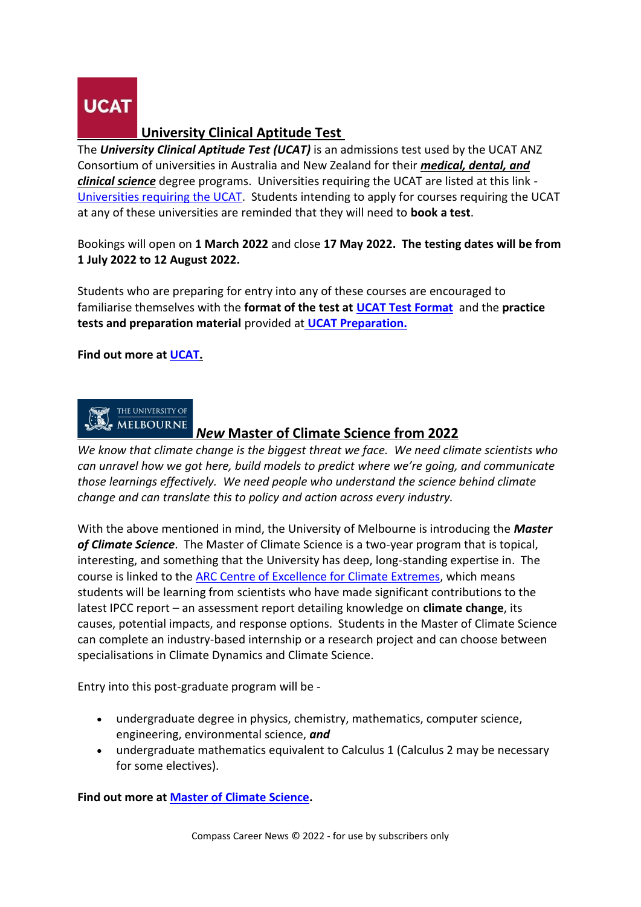## University Clinical Aptitude Test

The ***University Clinical Aptitude Test (UCAT)*** is an admissions test used by the UCAT ANZ Consortium of universities in Australia and New Zealand for their ***medical, dental, and clinical science*** degree programs. Universities requiring the UCAT are listed at this link - Universities requiring the UCAT. Students intending to apply for courses requiring the UCAT at any of these universities are reminded that they will need to **book a test**.

Bookings will open on **1 March 2022** and close **17 May 2022. The testing dates will be from 1 July 2022 to 12 August 2022.**

Students who are preparing for entry into any of these courses are encouraged to familiarise themselves with the **format of the test at UCAT Test Format** and the **practice tests and preparation material** provided at **UCAT Preparation.**

**Find out more at UCAT.**

## *New* Master of Climate Science from 2022

*We know that climate change is the biggest threat we face. We need climate scientists who can unravel how we got here, build models to predict where we're going, and communicate those learnings effectively. We need people who understand the science behind climate change and can translate this to policy and action across every industry.*

With the above mentioned in mind, the University of Melbourne is introducing the ***Master of Climate Science***. The Master of Climate Science is a two-year program that is topical, interesting, and something that the University has deep, long-standing expertise in. The course is linked to the ARC Centre of Excellence for Climate Extremes, which means students will be learning from scientists who have made significant contributions to the latest IPCC report – an assessment report detailing knowledge on **climate change**, its causes, potential impacts, and response options. Students in the Master of Climate Science can complete an industry-based internship or a research project and can choose between specialisations in Climate Dynamics and Climate Science.

Entry into this post-graduate program will be -

- undergraduate degree in physics, chemistry, mathematics, computer science, engineering, environmental science, ***and***
- undergraduate mathematics equivalent to Calculus 1 (Calculus 2 may be necessary for some electives).

**Find out more at Master of Climate Science.**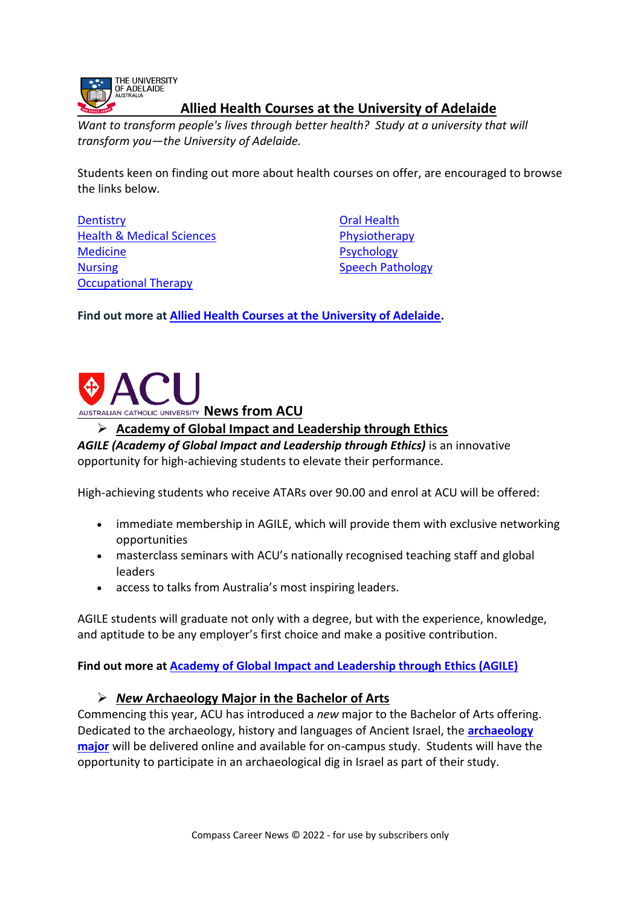## Allied Health Courses at the University of Adelaide

*Want to transform people's lives through better health? Study at a university that will transform you—the University of Adelaide.*

Students keen on finding out more about health courses on offer, are encouraged to browse the links below.

- Dentistry
- Health & Medical Sciences
- Medicine
- Nursing
- Occupational Therapy
- Oral Health
- Physiotherapy
- Psychology
- Speech Pathology

**Find out more at Allied Health Courses at the University of Adelaide.**

## News from ACU

### Academy of Global Impact and Leadership through Ethics

***AGILE (Academy of Global Impact and Leadership through Ethics)*** is an innovative opportunity for high-achieving students to elevate their performance.

High-achieving students who receive ATARs over 90.00 and enrol at ACU will be offered:

- immediate membership in AGILE, which will provide them with exclusive networking opportunities
- masterclass seminars with ACU's nationally recognised teaching staff and global leaders
- access to talks from Australia's most inspiring leaders.

AGILE students will graduate not only with a degree, but with the experience, knowledge, and aptitude to be any employer's first choice and make a positive contribution.

**Find out more at Academy of Global Impact and Leadership through Ethics (AGILE)**

### *New* Archaeology Major in the Bachelor of Arts

Commencing this year, ACU has introduced a *new* major to the Bachelor of Arts offering. Dedicated to the archaeology, history and languages of Ancient Israel, the **archaeology major** will be delivered online and available for on-campus study. Students will have the opportunity to participate in an archaeological dig in Israel as part of their study.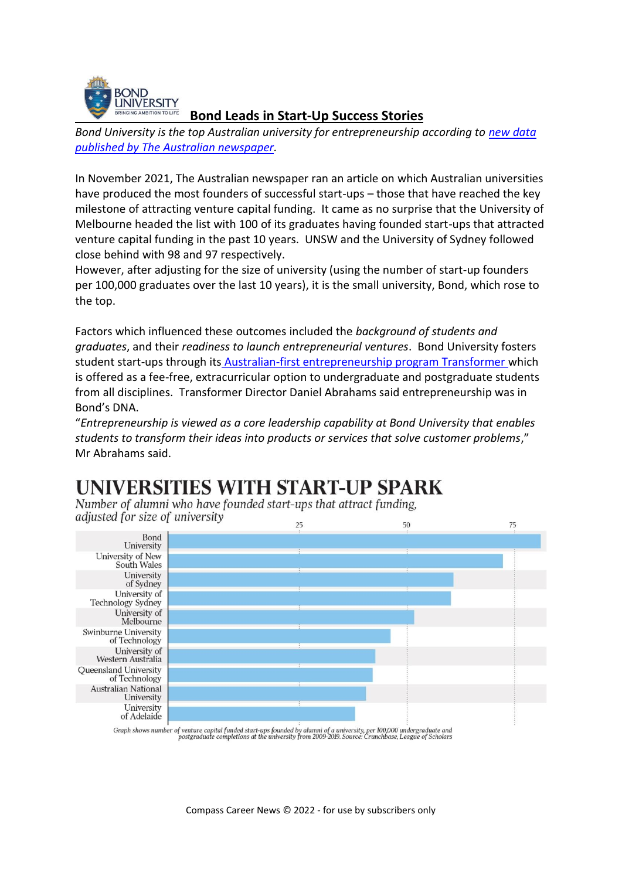# Bond Leads in Start-Up Success Stories

*Bond University is the top Australian university for entrepreneurship according to [new data published by The Australian newspaper](#).*

In November 2021, The Australian newspaper ran an article on which Australian universities have produced the most founders of successful start-ups – those that have reached the key milestone of attracting venture capital funding. It came as no surprise that the University of Melbourne headed the list with 100 of its graduates having founded start-ups that attracted venture capital funding in the past 10 years. UNSW and the University of Sydney followed close behind with 98 and 97 respectively.

However, after adjusting for the size of university (using the number of start-up founders per 100,000 graduates over the last 10 years), it is the small university, Bond, which rose to the top.

Factors which influenced these outcomes included the *background of students and graduates*, and their *readiness to launch entrepreneurial ventures*. Bond University fosters student start-ups through its [Australian-first entrepreneurship program Transformer](#) which is offered as a fee-free, extracurricular option to undergraduate and postgraduate students from all disciplines. Transformer Director Daniel Abrahams said entrepreneurship was in Bond's DNA.

"*Entrepreneurship is viewed as a core leadership capability at Bond University that enables students to transform their ideas into products or services that solve customer problems*," Mr Abrahams said.

## UNIVERSITIES WITH START-UP SPARK

*Number of alumni who have founded start-ups that attract funding, adjusted for size of university*

- Bond University
- University of New South Wales
- University of Sydney
- University of Technology Sydney
- University of Melbourne
- Swinburne University of Technology
- University of Western Australia
- Queensland University of Technology
- Australian National University
- University of Adelaide

*Graph shows number of venture capital funded start-ups founded by alumni of a university, per 100,000 undergraduate and postgraduate completions at the university from 2009-2019. Source: Crunchbase, League of Scholars*

Compass Career News © 2022 - for use by subscribers only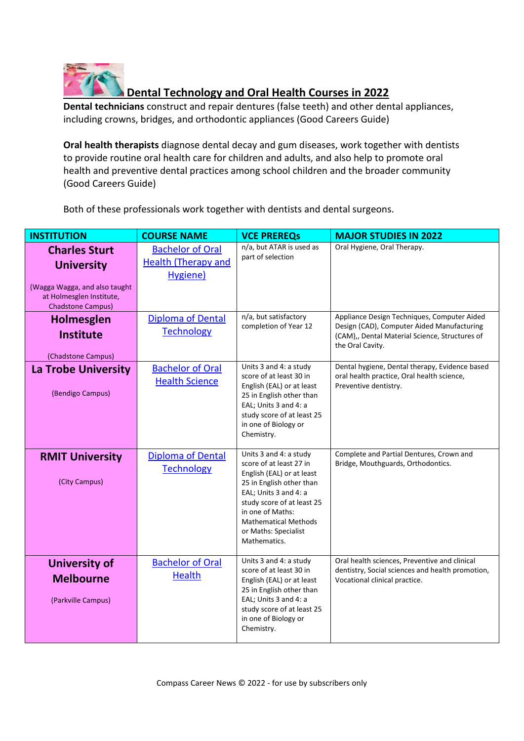# Dental Technology and Oral Health Courses in 2022

**Dental technicians** construct and repair dentures (false teeth) and other dental appliances, including crowns, bridges, and orthodontic appliances (Good Careers Guide)

**Oral health therapists** diagnose dental decay and gum diseases, work together with dentists to provide routine oral health care for children and adults, and also help to promote oral health and preventive dental practices among school children and the broader community (Good Careers Guide)

Both of these professionals work together with dentists and dental surgeons.

| INSTITUTION | COURSE NAME | VCE PREREQs | MAJOR STUDIES IN 2022 |
|---|---|---|---|
| **Charles Sturt University** (Wagga Wagga, and also taught at Holmesglen Institute, Chadstone Campus) | Bachelor of Oral Health (Therapy and Hygiene) | n/a, but ATAR is used as part of selection | Oral Hygiene, Oral Therapy. |
| **Holmesglen Institute** (Chadstone Campus) | Diploma of Dental Technology | n/a, but satisfactory completion of Year 12 | Appliance Design Techniques, Computer Aided Design (CAD), Computer Aided Manufacturing (CAM),, Dental Material Science, Structures of the Oral Cavity. |
| **La Trobe University** (Bendigo Campus) | Bachelor of Oral Health Science | Units 3 and 4: a study score of at least 30 in English (EAL) or at least 25 in English other than EAL; Units 3 and 4: a study score of at least 25 in one of Biology or Chemistry. | Dental hygiene, Dental therapy, Evidence based oral health practice, Oral health science, Preventive dentistry. |
| **RMIT University** (City Campus) | Diploma of Dental Technology | Units 3 and 4: a study score of at least 27 in English (EAL) or at least 25 in English other than EAL; Units 3 and 4: a study score of at least 25 in one of Maths: Mathematical Methods or Maths: Specialist Mathematics. | Complete and Partial Dentures, Crown and Bridge, Mouthguards, Orthodontics. |
| **University of Melbourne** (Parkville Campus) | Bachelor of Oral Health | Units 3 and 4: a study score of at least 30 in English (EAL) or at least 25 in English other than EAL; Units 3 and 4: a study score of at least 25 in one of Biology or Chemistry. | Oral health sciences, Preventive and clinical dentistry, Social sciences and health promotion, Vocational clinical practice. |

Compass Career News © 2022 - for use by subscribers only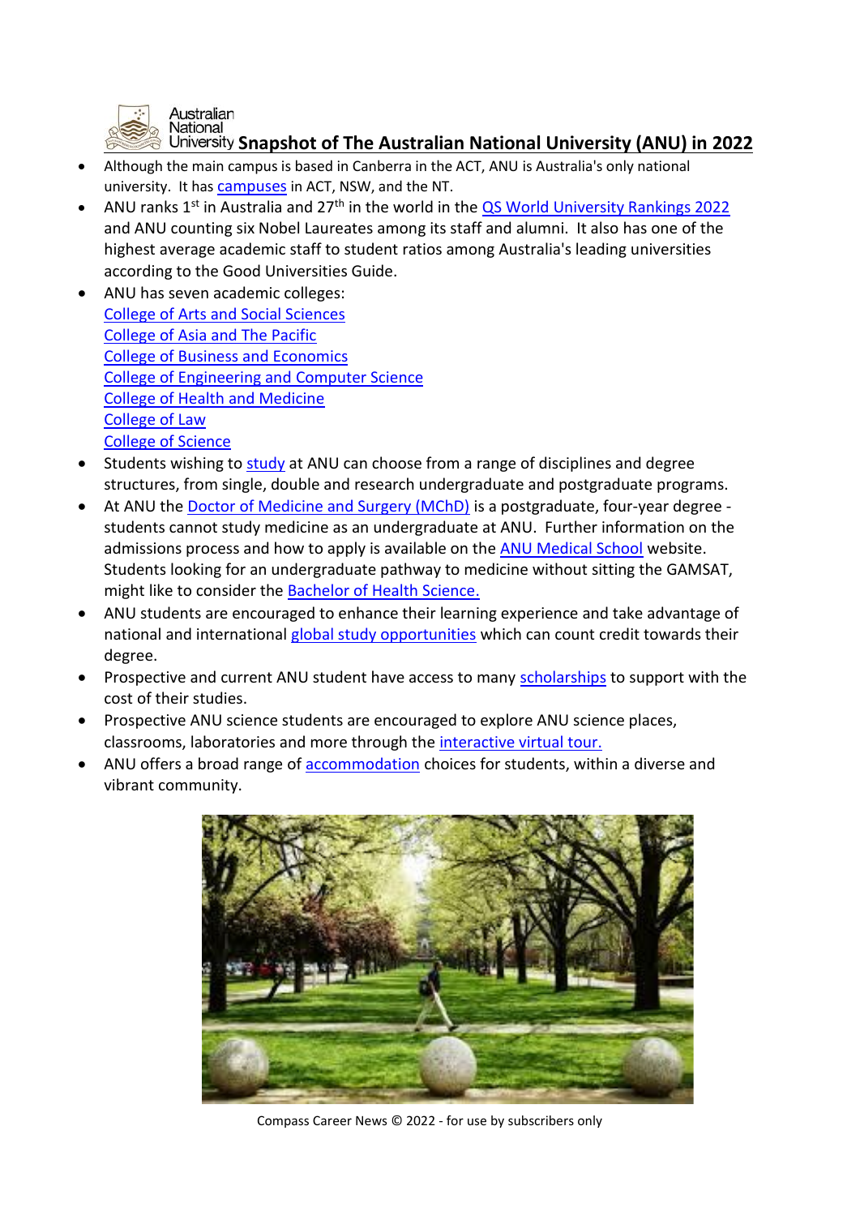## Snapshot of The Australian National University (ANU) in 2022

- Although the main campus is based in Canberra in the ACT, ANU is Australia's only national university. It has campuses in ACT, NSW, and the NT.
- ANU ranks 1st in Australia and 27th in the world in the QS World University Rankings 2022 and ANU counting six Nobel Laureates among its staff and alumni. It also has one of the highest average academic staff to student ratios among Australia's leading universities according to the Good Universities Guide.
- ANU has seven academic colleges:
  College of Arts and Social Sciences
  College of Asia and The Pacific
  College of Business and Economics
  College of Engineering and Computer Science
  College of Health and Medicine
  College of Law
  College of Science
- Students wishing to study at ANU can choose from a range of disciplines and degree structures, from single, double and research undergraduate and postgraduate programs.
- At ANU the Doctor of Medicine and Surgery (MChD) is a postgraduate, four-year degree - students cannot study medicine as an undergraduate at ANU. Further information on the admissions process and how to apply is available on the ANU Medical School website. Students looking for an undergraduate pathway to medicine without sitting the GAMSAT, might like to consider the Bachelor of Health Science.
- ANU students are encouraged to enhance their learning experience and take advantage of national and international global study opportunities which can count credit towards their degree.
- Prospective and current ANU student have access to many scholarships to support with the cost of their studies.
- Prospective ANU science students are encouraged to explore ANU science places, classrooms, laboratories and more through the interactive virtual tour.
- ANU offers a broad range of accommodation choices for students, within a diverse and vibrant community.

Compass Career News © 2022 - for use by subscribers only